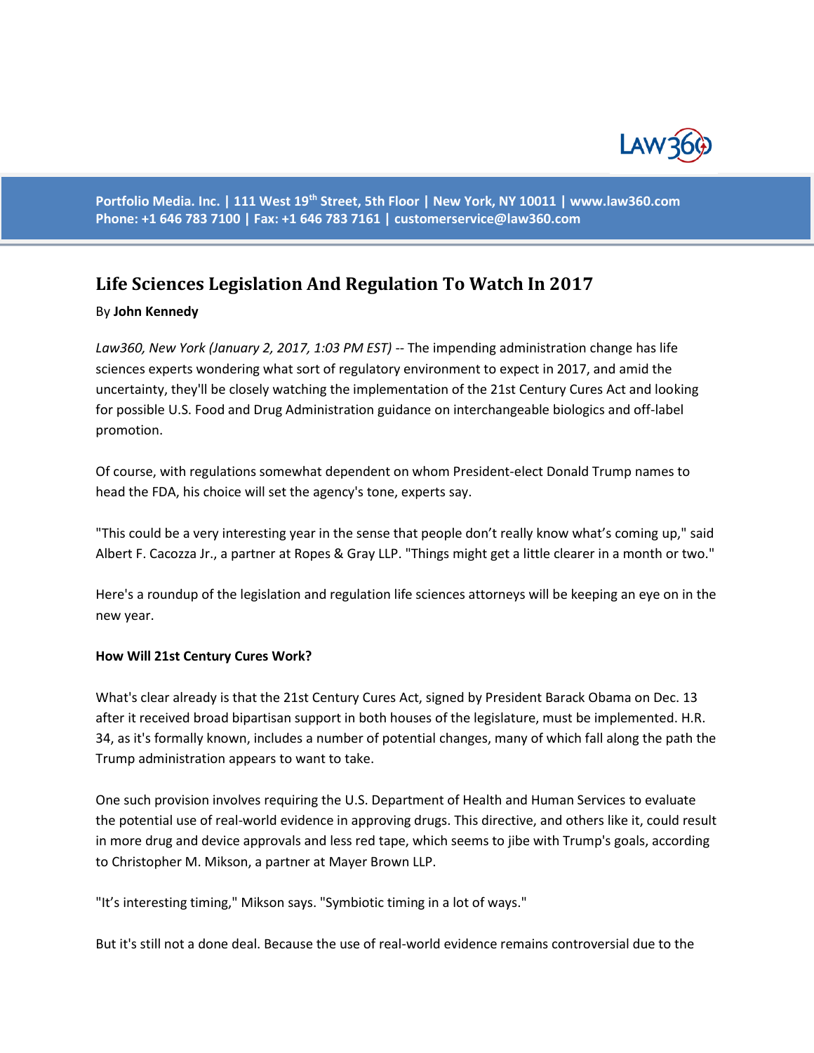Portfolio Media. Inc. | 111 West 19th Street, 5th Floor | New York, NY 10011 | www.law360.com
Phone: +1 646 783 7100 | Fax: +1 646 783 7161 | customerservice@law360.com

# Life Sciences Legislation And Regulation To Watch In 2017

By **John Kennedy**

*Law360, New York (January 2, 2017, 1:03 PM EST)* -- The impending administration change has life sciences experts wondering what sort of regulatory environment to expect in 2017, and amid the uncertainty, they'll be closely watching the implementation of the 21st Century Cures Act and looking for possible U.S. Food and Drug Administration guidance on interchangeable biologics and off-label promotion.

Of course, with regulations somewhat dependent on whom President-elect Donald Trump names to head the FDA, his choice will set the agency's tone, experts say.

"This could be a very interesting year in the sense that people don't really know what's coming up," said Albert F. Cacozza Jr., a partner at Ropes & Gray LLP. "Things might get a little clearer in a month or two."

Here's a roundup of the legislation and regulation life sciences attorneys will be keeping an eye on in the new year.

**How Will 21st Century Cures Work?**

What's clear already is that the 21st Century Cures Act, signed by President Barack Obama on Dec. 13 after it received broad bipartisan support in both houses of the legislature, must be implemented. H.R. 34, as it's formally known, includes a number of potential changes, many of which fall along the path the Trump administration appears to want to take.

One such provision involves requiring the U.S. Department of Health and Human Services to evaluate the potential use of real-world evidence in approving drugs. This directive, and others like it, could result in more drug and device approvals and less red tape, which seems to jibe with Trump's goals, according to Christopher M. Mikson, a partner at Mayer Brown LLP.

"It's interesting timing," Mikson says. "Symbiotic timing in a lot of ways."

But it's still not a done deal. Because the use of real-world evidence remains controversial due to the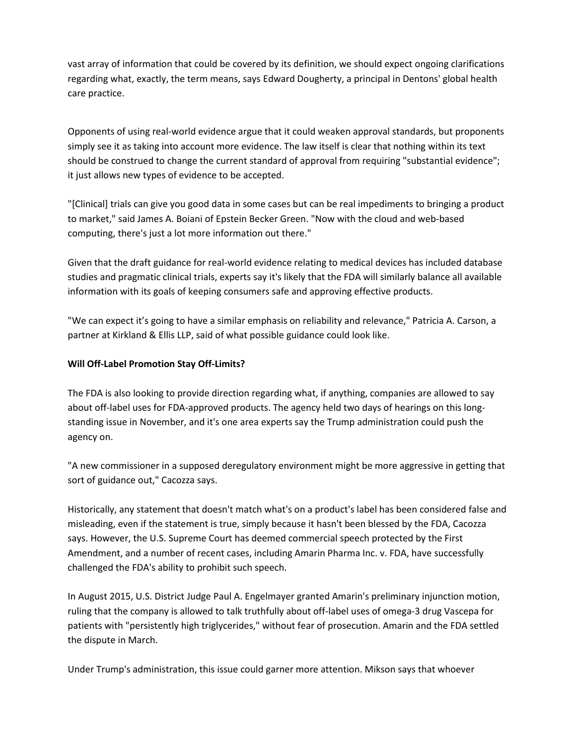vast array of information that could be covered by its definition, we should expect ongoing clarifications regarding what, exactly, the term means, says Edward Dougherty, a principal in Dentons' global health care practice.

Opponents of using real-world evidence argue that it could weaken approval standards, but proponents simply see it as taking into account more evidence. The law itself is clear that nothing within its text should be construed to change the current standard of approval from requiring "substantial evidence"; it just allows new types of evidence to be accepted.

"[Clinical] trials can give you good data in some cases but can be real impediments to bringing a product to market," said James A. Boiani of Epstein Becker Green. "Now with the cloud and web-based computing, there's just a lot more information out there."

Given that the draft guidance for real-world evidence relating to medical devices has included database studies and pragmatic clinical trials, experts say it's likely that the FDA will similarly balance all available information with its goals of keeping consumers safe and approving effective products.

"We can expect it's going to have a similar emphasis on reliability and relevance," Patricia A. Carson, a partner at Kirkland & Ellis LLP, said of what possible guidance could look like.

**Will Off-Label Promotion Stay Off-Limits?**

The FDA is also looking to provide direction regarding what, if anything, companies are allowed to say about off-label uses for FDA-approved products. The agency held two days of hearings on this long-standing issue in November, and it's one area experts say the Trump administration could push the agency on.

"A new commissioner in a supposed deregulatory environment might be more aggressive in getting that sort of guidance out," Cacozza says.

Historically, any statement that doesn't match what's on a product's label has been considered false and misleading, even if the statement is true, simply because it hasn't been blessed by the FDA, Cacozza says. However, the U.S. Supreme Court has deemed commercial speech protected by the First Amendment, and a number of recent cases, including Amarin Pharma Inc. v. FDA, have successfully challenged the FDA's ability to prohibit such speech.

In August 2015, U.S. District Judge Paul A. Engelmayer granted Amarin's preliminary injunction motion, ruling that the company is allowed to talk truthfully about off-label uses of omega-3 drug Vascepa for patients with "persistently high triglycerides," without fear of prosecution. Amarin and the FDA settled the dispute in March.

Under Trump's administration, this issue could garner more attention. Mikson says that whoever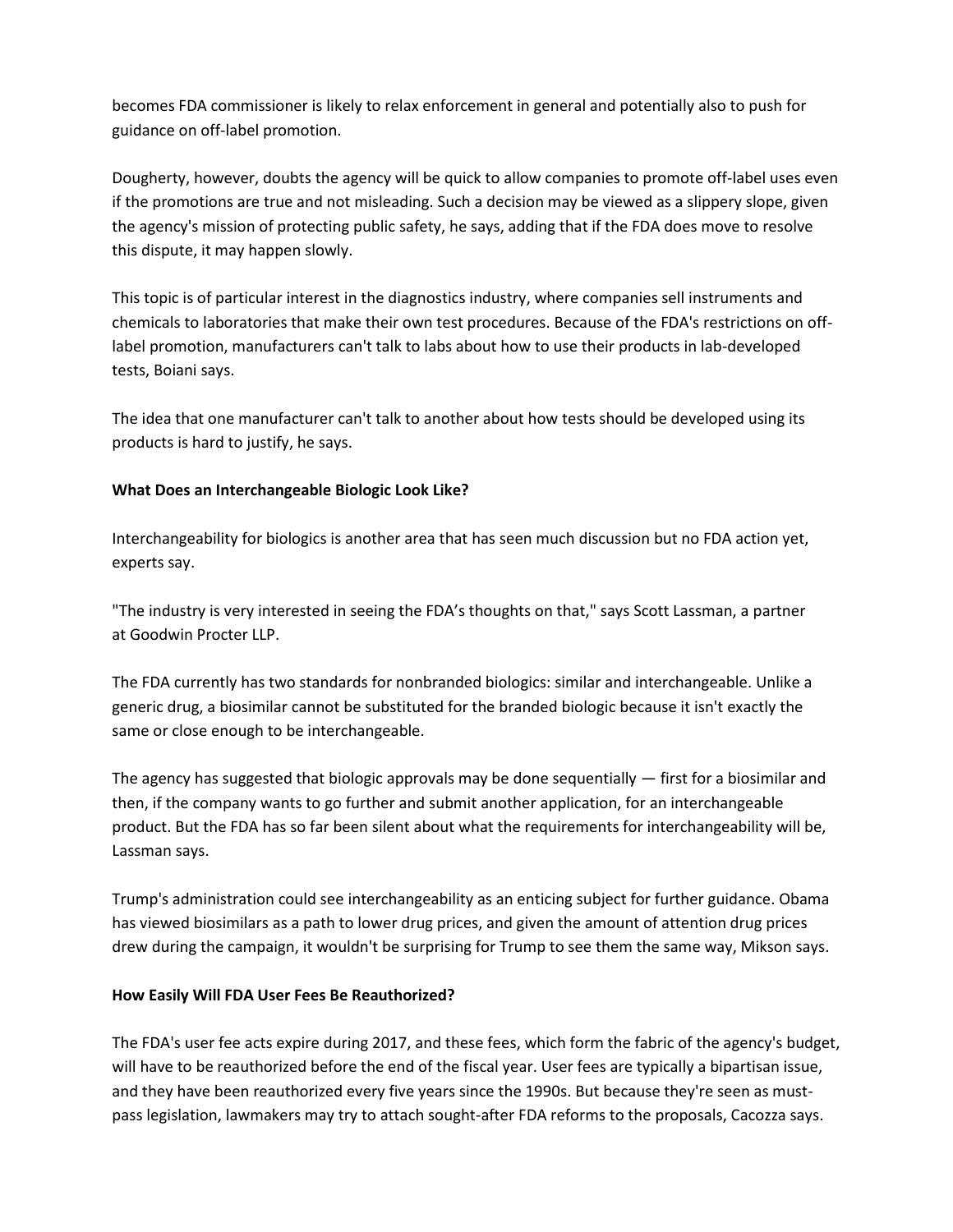becomes FDA commissioner is likely to relax enforcement in general and potentially also to push for guidance on off-label promotion.

Dougherty, however, doubts the agency will be quick to allow companies to promote off-label uses even if the promotions are true and not misleading. Such a decision may be viewed as a slippery slope, given the agency's mission of protecting public safety, he says, adding that if the FDA does move to resolve this dispute, it may happen slowly.

This topic is of particular interest in the diagnostics industry, where companies sell instruments and chemicals to laboratories that make their own test procedures. Because of the FDA's restrictions on off-label promotion, manufacturers can't talk to labs about how to use their products in lab-developed tests, Boiani says.

The idea that one manufacturer can't talk to another about how tests should be developed using its products is hard to justify, he says.

**What Does an Interchangeable Biologic Look Like?**

Interchangeability for biologics is another area that has seen much discussion but no FDA action yet, experts say.

"The industry is very interested in seeing the FDA's thoughts on that," says Scott Lassman, a partner at Goodwin Procter LLP.

The FDA currently has two standards for nonbranded biologics: similar and interchangeable. Unlike a generic drug, a biosimilar cannot be substituted for the branded biologic because it isn't exactly the same or close enough to be interchangeable.

The agency has suggested that biologic approvals may be done sequentially — first for a biosimilar and then, if the company wants to go further and submit another application, for an interchangeable product. But the FDA has so far been silent about what the requirements for interchangeability will be, Lassman says.

Trump's administration could see interchangeability as an enticing subject for further guidance. Obama has viewed biosimilars as a path to lower drug prices, and given the amount of attention drug prices drew during the campaign, it wouldn't be surprising for Trump to see them the same way, Mikson says.

**How Easily Will FDA User Fees Be Reauthorized?**

The FDA's user fee acts expire during 2017, and these fees, which form the fabric of the agency's budget, will have to be reauthorized before the end of the fiscal year. User fees are typically a bipartisan issue, and they have been reauthorized every five years since the 1990s. But because they're seen as must-pass legislation, lawmakers may try to attach sought-after FDA reforms to the proposals, Cacozza says.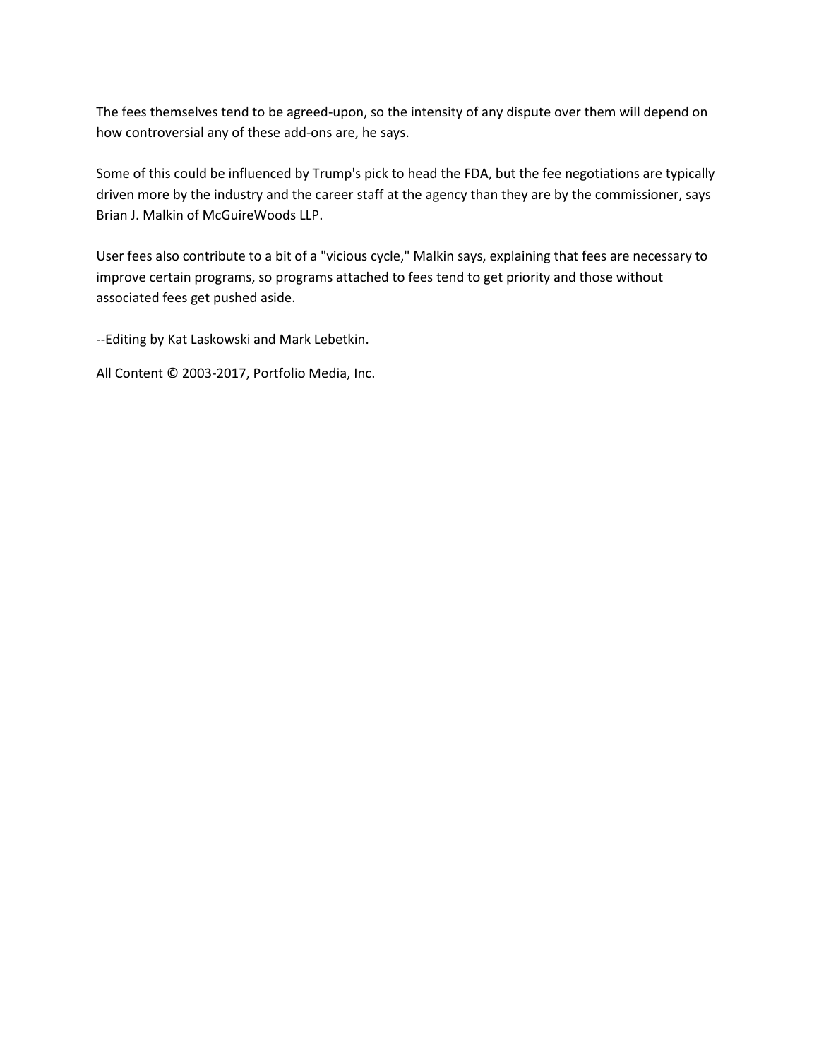The fees themselves tend to be agreed-upon, so the intensity of any dispute over them will depend on how controversial any of these add-ons are, he says.

Some of this could be influenced by Trump's pick to head the FDA, but the fee negotiations are typically driven more by the industry and the career staff at the agency than they are by the commissioner, says Brian J. Malkin of McGuireWoods LLP.

User fees also contribute to a bit of a "vicious cycle," Malkin says, explaining that fees are necessary to improve certain programs, so programs attached to fees tend to get priority and those without associated fees get pushed aside.

--Editing by Kat Laskowski and Mark Lebetkin.

All Content © 2003-2017, Portfolio Media, Inc.